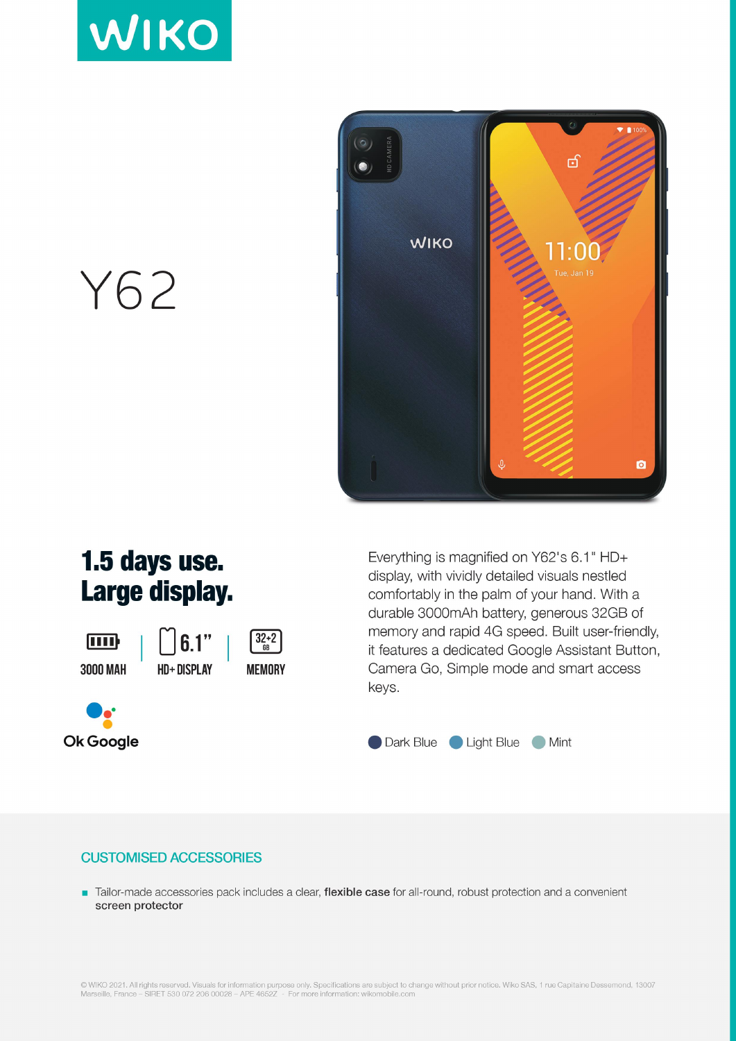WIKO

# Y62

## 1.5 days use. Large display.

3000 MAH | 6.1" HD+ DISPLAY | 32+2 GB MEMORY

Ok Google

Everything is magnified on Y62's 6.1" HD+ display, with vividly detailed visuals nestled comfortably in the palm of your hand. With a durable 3000mAh battery, generous 32GB of memory and rapid 4G speed. Built user-friendly, it features a dedicated Google Assistant Button, Camera Go, Simple mode and smart access keys.

Dark Blue · Light Blue · Mint

### CUSTOMISED ACCESSORIES

- Tailor-made accessories pack includes a clear, **flexible case** for all-round, robust protection and a convenient **screen protector**

© WIKO 2021. All rights reserved. Visuals for information purpose only. Specifications are subject to change without prior notice. Wiko SAS, 1 rue Capitaine Dessemond, 13007 Marseille, France – SIRET 530 072 206 00028 – APE 4652Z - For more information: wikomobile.com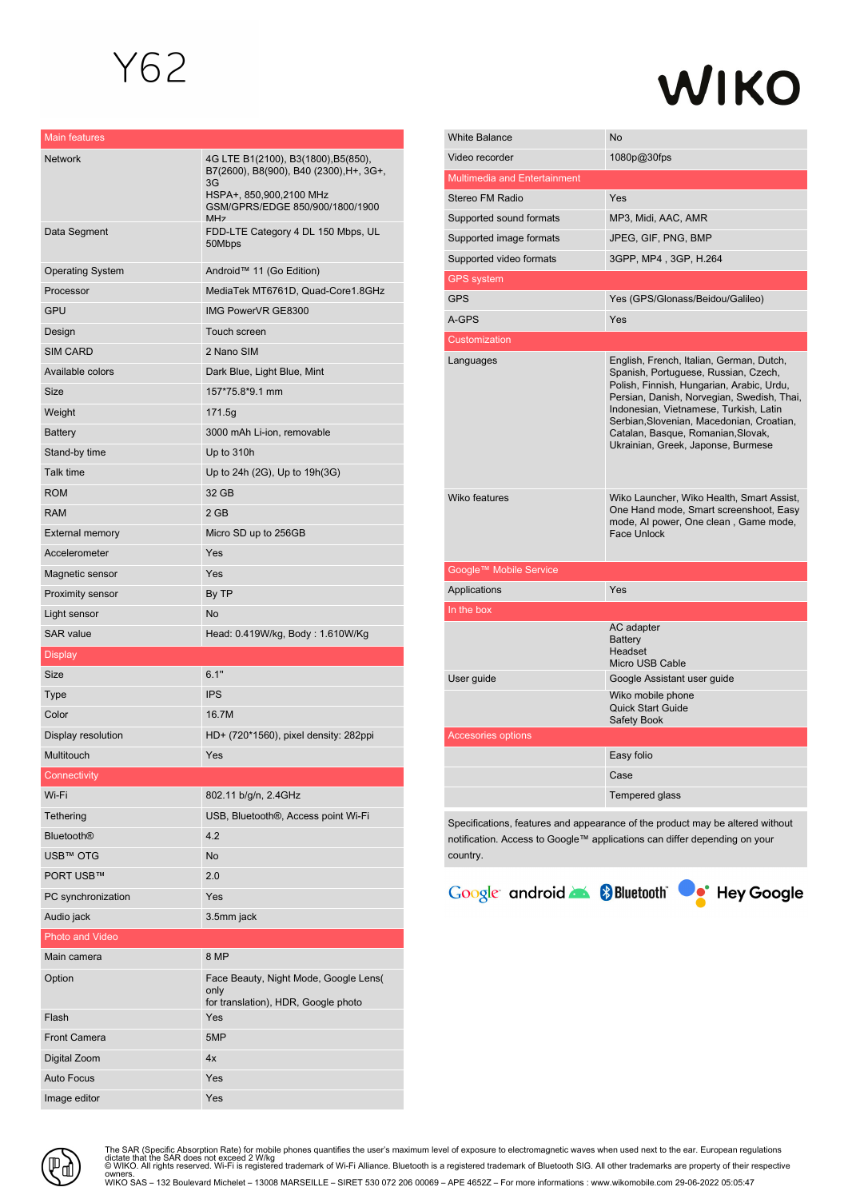# Y62

WIKO

| Main features | |
|---|---|
| Network | 4G LTE B1(2100), B3(1800),B5(850), B7(2600), B8(900), B40 (2300),H+, 3G+, 3G<br>HSPA+, 850,900,2100 MHz<br>GSM/GPRS/EDGE 850/900/1800/1900 MHz |
| Data Segment | FDD-LTE Category 4 DL 150 Mbps, UL 50Mbps |
| Operating System | Android™ 11 (Go Edition) |
| Processor | MediaTek MT6761D, Quad-Core1.8GHz |
| GPU | IMG PowerVR GE8300 |
| Design | Touch screen |
| SIM CARD | 2 Nano SIM |
| Available colors | Dark Blue, Light Blue, Mint |
| Size | 157*75.8*9.1 mm |
| Weight | 171.5g |
| Battery | 3000 mAh Li-ion, removable |
| Stand-by time | Up to 310h |
| Talk time | Up to 24h (2G), Up to 19h(3G) |
| ROM | 32 GB |
| RAM | 2 GB |
| External memory | Micro SD up to 256GB |
| Accelerometer | Yes |
| Magnetic sensor | Yes |
| Proximity sensor | By TP |
| Light sensor | No |
| SAR value | Head: 0.419W/kg, Body : 1.610W/Kg |
| **Display** | |
| Size | 6.1" |
| Type | IPS |
| Color | 16.7M |
| Display resolution | HD+ (720*1560), pixel density: 282ppi |
| Multitouch | Yes |
| **Connectivity** | |
| Wi-Fi | 802.11 b/g/n, 2.4GHz |
| Tethering | USB, Bluetooth®, Access point Wi-Fi |
| Bluetooth® | 4.2 |
| USB™ OTG | No |
| PORT USB™ | 2.0 |
| PC synchronization | Yes |
| Audio jack | 3.5mm jack |
| **Photo and Video** | |
| Main camera | 8 MP |
| Option | Face Beauty, Night Mode, Google Lens( only<br>for translation), HDR, Google photo |
| Flash | Yes |
| Front Camera | 5MP |
| Digital Zoom | 4x |
| Auto Focus | Yes |
| Image editor | Yes |
| White Balance | No |
| Video recorder | 1080p@30fps |
| **Multimedia and Entertainment** | |
| Stereo FM Radio | Yes |
| Supported sound formats | MP3, Midi, AAC, AMR |
| Supported image formats | JPEG, GIF, PNG, BMP |
| Supported video formats | 3GPP, MP4 , 3GP, H.264 |
| **GPS system** | |
| GPS | Yes (GPS/Glonass/Beidou/Galileo) |
| A-GPS | Yes |
| **Customization** | |
| Languages | English, French, Italian, German, Dutch, Spanish, Portuguese, Russian, Czech, Polish, Finnish, Hungarian, Arabic, Urdu, Persian, Danish, Norvegian, Swedish, Thai, Indonesian, Vietnamese, Turkish, Latin Serbian,Slovenian, Macedonian, Croatian, Catalan, Basque, Romanian,Slovak, Ukrainian, Greek, Japonese, Burmese |
| Wiko features | Wiko Launcher, Wiko Health, Smart Assist, One Hand mode, Smart screenshot, Easy mode, AI power, One clean , Game mode, Face Unlock |
| **Google™ Mobile Service** | |
| Applications | Yes |
| **In the box** | |
| | AC adapter<br>Battery<br>Headset<br>Micro USB Cable |
| User guide | Google Assistant user guide |
| | Wiko mobile phone<br>Quick Start Guide<br>Safety Book |
| **Accesories options** | |
| | Easy folio |
| | Case |
| | Tempered glass |

Specifications, features and appearance of the product may be altered without notification. Access to Google™ applications can differ depending on your country.

Google android Bluetooth Hey Google

The SAR (Specific Absorption Rate) for mobile phones quantifies the user's maximum level of exposure to electromagnetic waves when used next to the ear. European regulations dictate that the SAR does not exceed 2 W/kg
© WIKO. All rights reserved. Wi-Fi is registered trademark of Wi-Fi Alliance. Bluetooth is a registered trademark of Bluetooth SIG. All other trademarks are property of their respective owners.
WIKO SAS – 132 Boulevard Michelet – 13008 MARSEILLE – SIRET 530 072 206 00069 – APE 4652Z – For more informations : www.wikomobile.com 29-06-2022 05:05:47